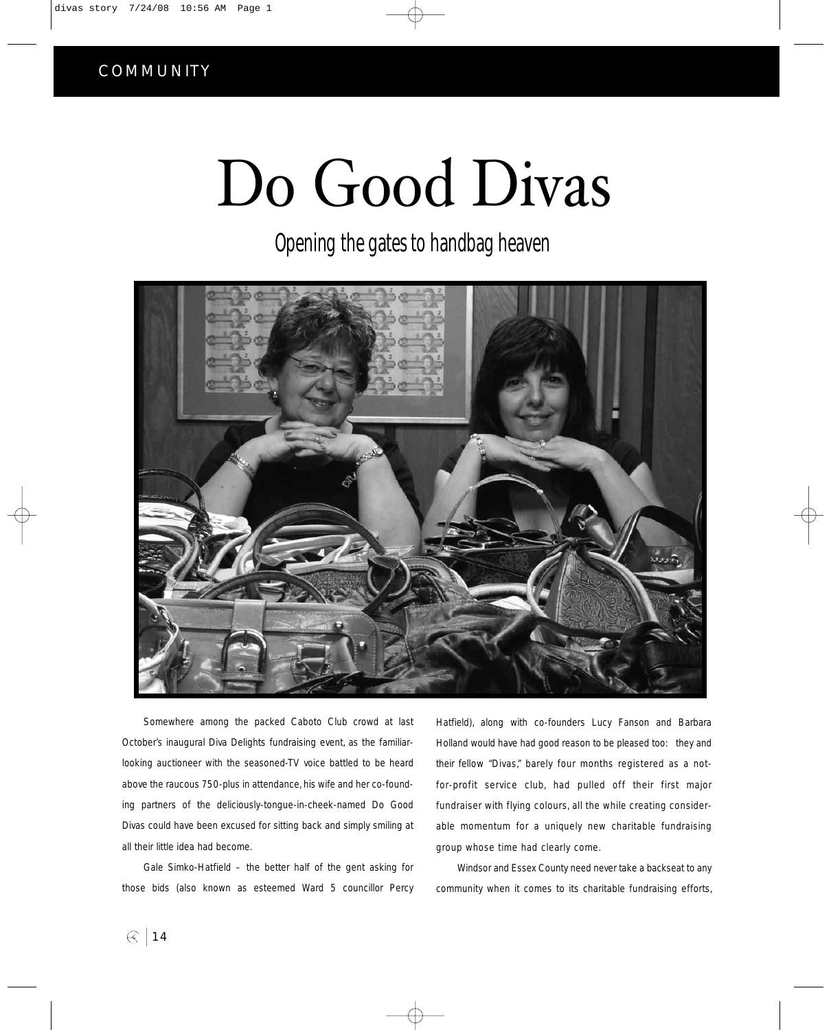COMMUNITY

# Do Good Divas

## Opening the gates to handbag heaven

Somewhere among the packed Caboto Club crowd at last October's inaugural Diva Delights fundraising event, as the familiar-looking auctioneer with the seasoned-TV voice battled to be heard above the raucous 750-plus in attendance, his wife and her co-founding partners of the deliciously-tongue-in-cheek-named Do Good Divas could have been excused for sitting back and simply smiling at all their little idea had become.

Gale Simko-Hatfield – the better half of the gent asking for those bids (also known as esteemed Ward 5 councillor Percy Hatfield), along with co-founders Lucy Fanson and Barbara Holland would have had good reason to be pleased too: they and their fellow "Divas," barely four months registered as a not-for-profit service club, had pulled off their first major fundraiser with flying colours, all the while creating considerable momentum for a uniquely new charitable fundraising group whose time had clearly come.

Windsor and Essex County need never take a backseat to any community when it comes to its charitable fundraising efforts,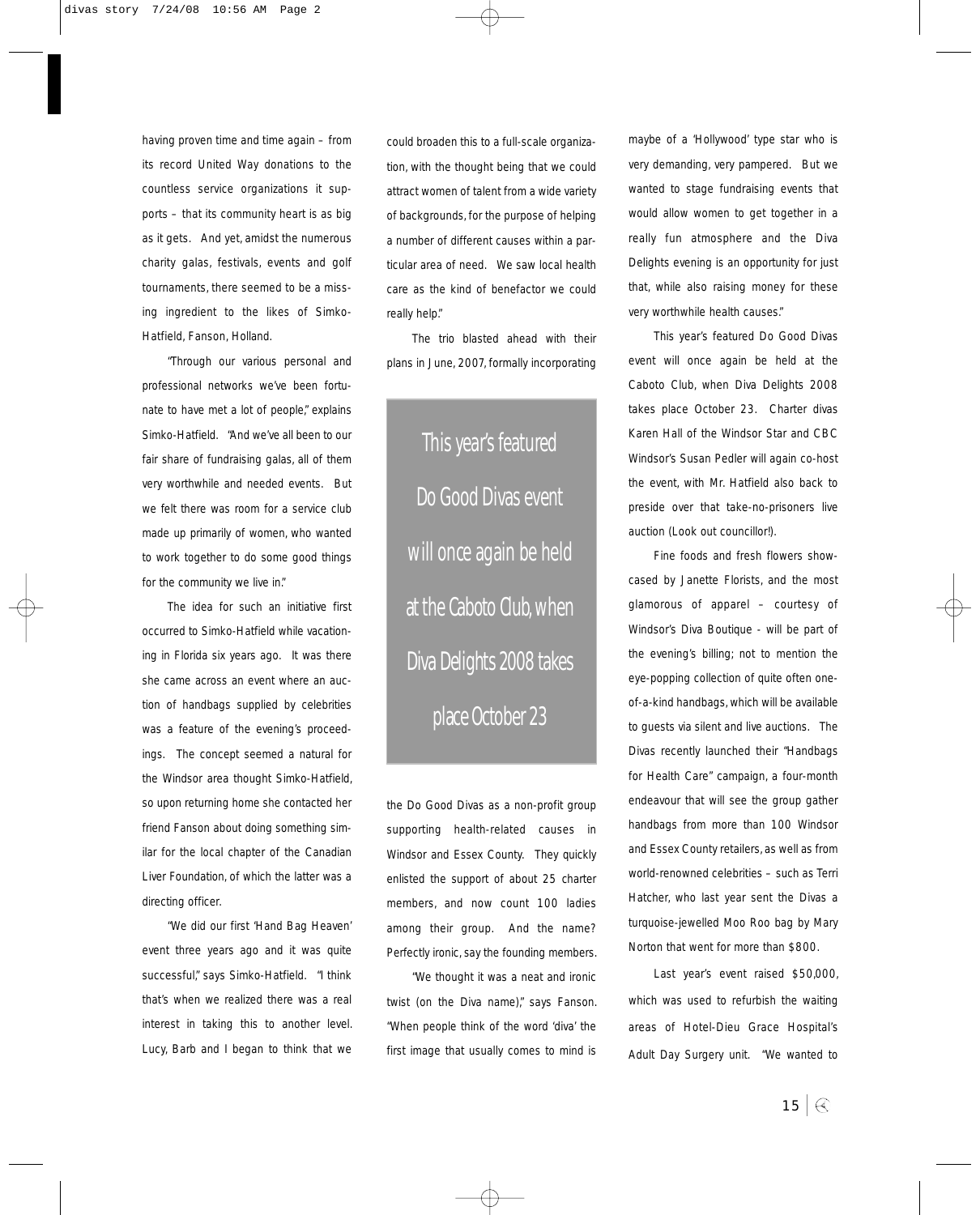having proven time and time again – from its record United Way donations to the countless service organizations it supports – that its community heart is as big as it gets. And yet, amidst the numerous charity galas, festivals, events and golf tournaments, there seemed to be a missing ingredient to the likes of Simko-Hatfield, Fanson, Holland.

"Through our various personal and professional networks we've been fortunate to have met a lot of people," explains Simko-Hatfield. "And we've all been to our fair share of fundraising galas, all of them very worthwhile and needed events. But we felt there was room for a service club made up primarily of women, who wanted to work together to do some good things for the community we live in."

The idea for such an initiative first occurred to Simko-Hatfield while vacationing in Florida six years ago. It was there she came across an event where an auction of handbags supplied by celebrities was a feature of the evening's proceedings. The concept seemed a natural for the Windsor area thought Simko-Hatfield, so upon returning home she contacted her friend Fanson about doing something similar for the local chapter of the Canadian Liver Foundation, of which the latter was a directing officer.

"We did our first 'Hand Bag Heaven' event three years ago and it was quite successful," says Simko-Hatfield. "I think that's when we realized there was a real interest in taking this to another level. Lucy, Barb and I began to think that we could broaden this to a full-scale organization, with the thought being that we could attract women of talent from a wide variety of backgrounds, for the purpose of helping a number of different causes within a particular area of need. We saw local health care as the kind of benefactor we could really help."

The trio blasted ahead with their plans in June, 2007, formally incorporating the Do Good Divas as a non-profit group supporting health-related causes in Windsor and Essex County. They quickly enlisted the support of about 25 charter members, and now count 100 ladies among their group. And the name? Perfectly ironic, say the founding members.

> This year's featured Do Good Divas event will once again be held at the Caboto Club, when Diva Delights 2008 takes place October 23

"We thought it was a neat and ironic twist (on the Diva name)," says Fanson. "When people think of the word 'diva' the first image that usually comes to mind is maybe of a 'Hollywood' type star who is very demanding, very pampered. But we wanted to stage fundraising events that would allow women to get together in a really fun atmosphere and the Diva Delights evening is an opportunity for just that, while also raising money for these very worthwhile health causes."

This year's featured Do Good Divas event will once again be held at the Caboto Club, when Diva Delights 2008 takes place October 23. Charter divas Karen Hall of the Windsor Star and CBC Windsor's Susan Pedler will again co-host the event, with Mr. Hatfield also back to preside over that take-no-prisoners live auction (Look out councillor!).

Fine foods and fresh flowers showcased by Janette Florists, and the most glamorous of apparel – courtesy of Windsor's Diva Boutique - will be part of the evening's billing; not to mention the eye-popping collection of quite often one-of-a-kind handbags, which will be available to guests via silent and live auctions. The Divas recently launched their "Handbags for Health Care" campaign, a four-month endeavour that will see the group gather handbags from more than 100 Windsor and Essex County retailers, as well as from world-renowned celebrities – such as Terri Hatcher, who last year sent the Divas a turquoise-jewelled Moo Roo bag by Mary Norton that went for more than $800.

Last year's event raised $50,000, which was used to refurbish the waiting areas of Hotel-Dieu Grace Hospital's Adult Day Surgery unit. "We wanted to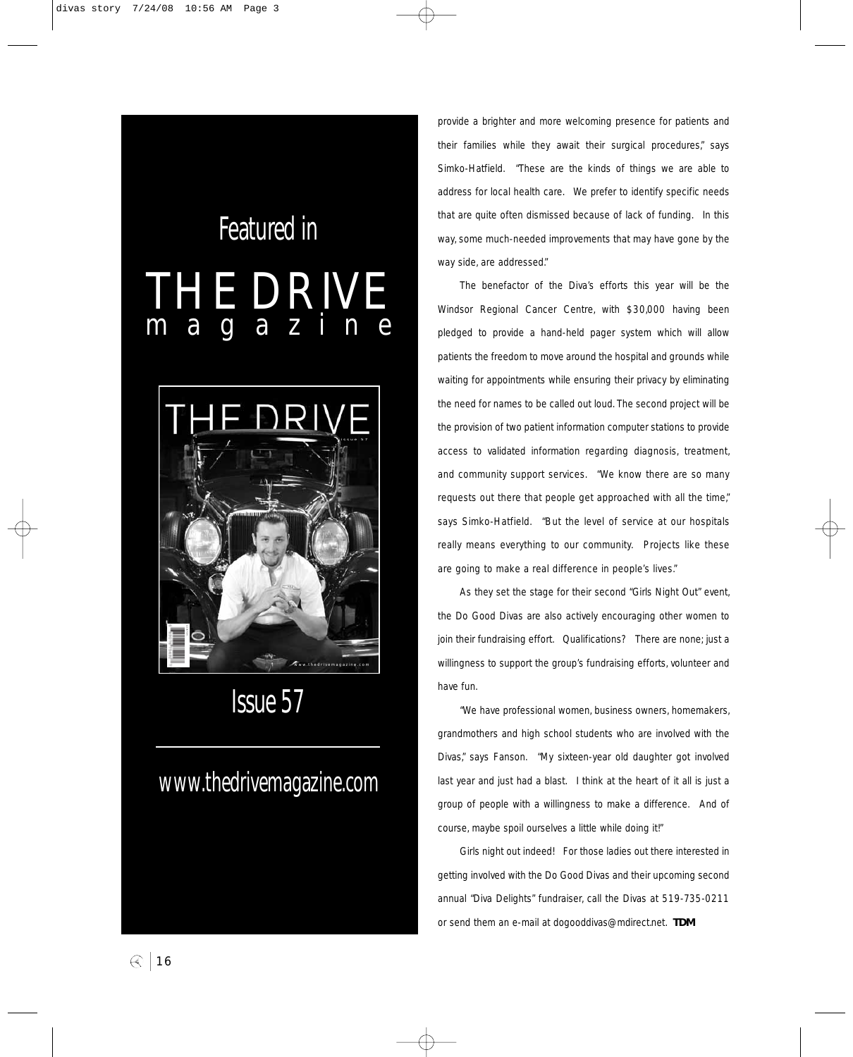Featured in

THE DRIVE
magazine

Issue 57

www.thedrivemagazine.com

provide a brighter and more welcoming presence for patients and their families while they await their surgical procedures," says Simko-Hatfield. "These are the kinds of things we are able to address for local health care. We prefer to identify specific needs that are quite often dismissed because of lack of funding. In this way, some much-needed improvements that may have gone by the way side, are addressed."

The benefactor of the Diva's efforts this year will be the Windsor Regional Cancer Centre, with $30,000 having been pledged to provide a hand-held pager system which will allow patients the freedom to move around the hospital and grounds while waiting for appointments while ensuring their privacy by eliminating the need for names to be called out loud. The second project will be the provision of two patient information computer stations to provide access to validated information regarding diagnosis, treatment, and community support services. "We know there are so many requests out there that people get approached with all the time," says Simko-Hatfield. "But the level of service at our hospitals really means everything to our community. Projects like these are going to make a real difference in people's lives."

As they set the stage for their second "Girls Night Out" event, the Do Good Divas are also actively encouraging other women to join their fundraising effort. Qualifications? There are none; just a willingness to support the group's fundraising efforts, volunteer and have fun.

"We have professional women, business owners, homemakers, grandmothers and high school students who are involved with the Divas," says Fanson. "My sixteen-year old daughter got involved last year and just had a blast. I think at the heart of it all is just a group of people with a willingness to make a difference. And of course, maybe spoil ourselves a little while doing it!"

Girls night out indeed! For those ladies out there interested in getting involved with the Do Good Divas and their upcoming second annual "Diva Delights" fundraiser, call the Divas at 519-735-0211 or send them an e-mail at dogooddivas@mdirect.net. **TDM**